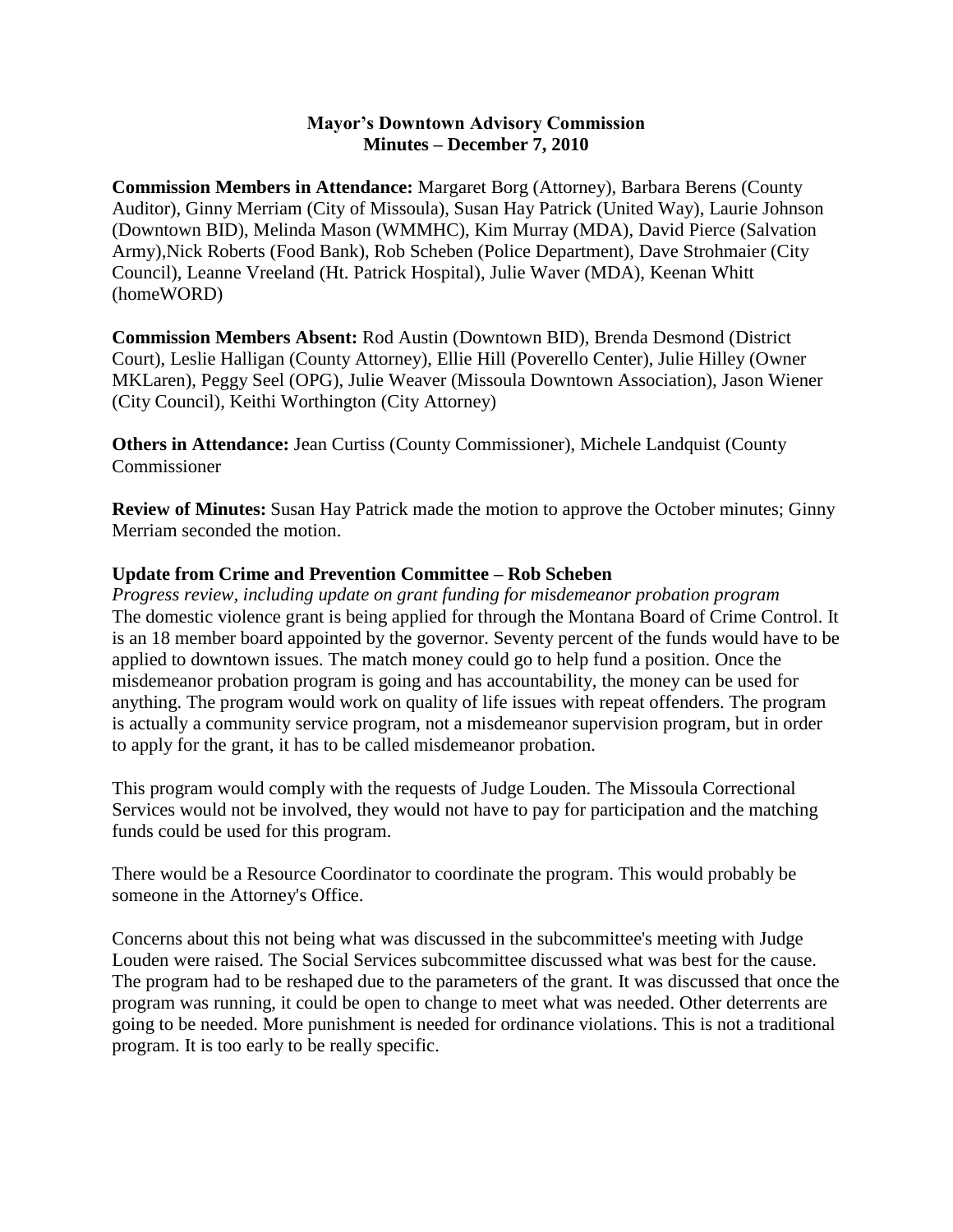**Mayor's Downtown Advisory Commission**
**Minutes – December 7, 2010**

**Commission Members in Attendance:** Margaret Borg (Attorney), Barbara Berens (County Auditor), Ginny Merriam (City of Missoula), Susan Hay Patrick (United Way), Laurie Johnson (Downtown BID), Melinda Mason (WMMHC), Kim Murray (MDA), David Pierce (Salvation Army),Nick Roberts (Food Bank), Rob Scheben (Police Department), Dave Strohmaier (City Council), Leanne Vreeland (Ht. Patrick Hospital), Julie Waver (MDA), Keenan Whitt (homeWORD)

**Commission Members Absent:** Rod Austin (Downtown BID), Brenda Desmond (District Court), Leslie Halligan (County Attorney), Ellie Hill (Poverello Center), Julie Hilley (Owner MKLaren), Peggy Seel (OPG), Julie Weaver (Missoula Downtown Association), Jason Wiener (City Council), Keithi Worthington (City Attorney)

**Others in Attendance:** Jean Curtiss (County Commissioner), Michele Landquist (County Commissioner

**Review of Minutes:** Susan Hay Patrick made the motion to approve the October minutes; Ginny Merriam seconded the motion.

**Update from Crime and Prevention Committee – Rob Scheben**

*Progress review, including update on grant funding for misdemeanor probation program*

The domestic violence grant is being applied for through the Montana Board of Crime Control. It is an 18 member board appointed by the governor. Seventy percent of the funds would have to be applied to downtown issues. The match money could go to help fund a position. Once the misdemeanor probation program is going and has accountability, the money can be used for anything. The program would work on quality of life issues with repeat offenders. The program is actually a community service program, not a misdemeanor supervision program, but in order to apply for the grant, it has to be called misdemeanor probation.

This program would comply with the requests of Judge Louden. The Missoula Correctional Services would not be involved, they would not have to pay for participation and the matching funds could be used for this program.

There would be a Resource Coordinator to coordinate the program. This would probably be someone in the Attorney's Office.

Concerns about this not being what was discussed in the subcommittee's meeting with Judge Louden were raised. The Social Services subcommittee discussed what was best for the cause. The program had to be reshaped due to the parameters of the grant. It was discussed that once the program was running, it could be open to change to meet what was needed. Other deterrents are going to be needed. More punishment is needed for ordinance violations. This is not a traditional program. It is too early to be really specific.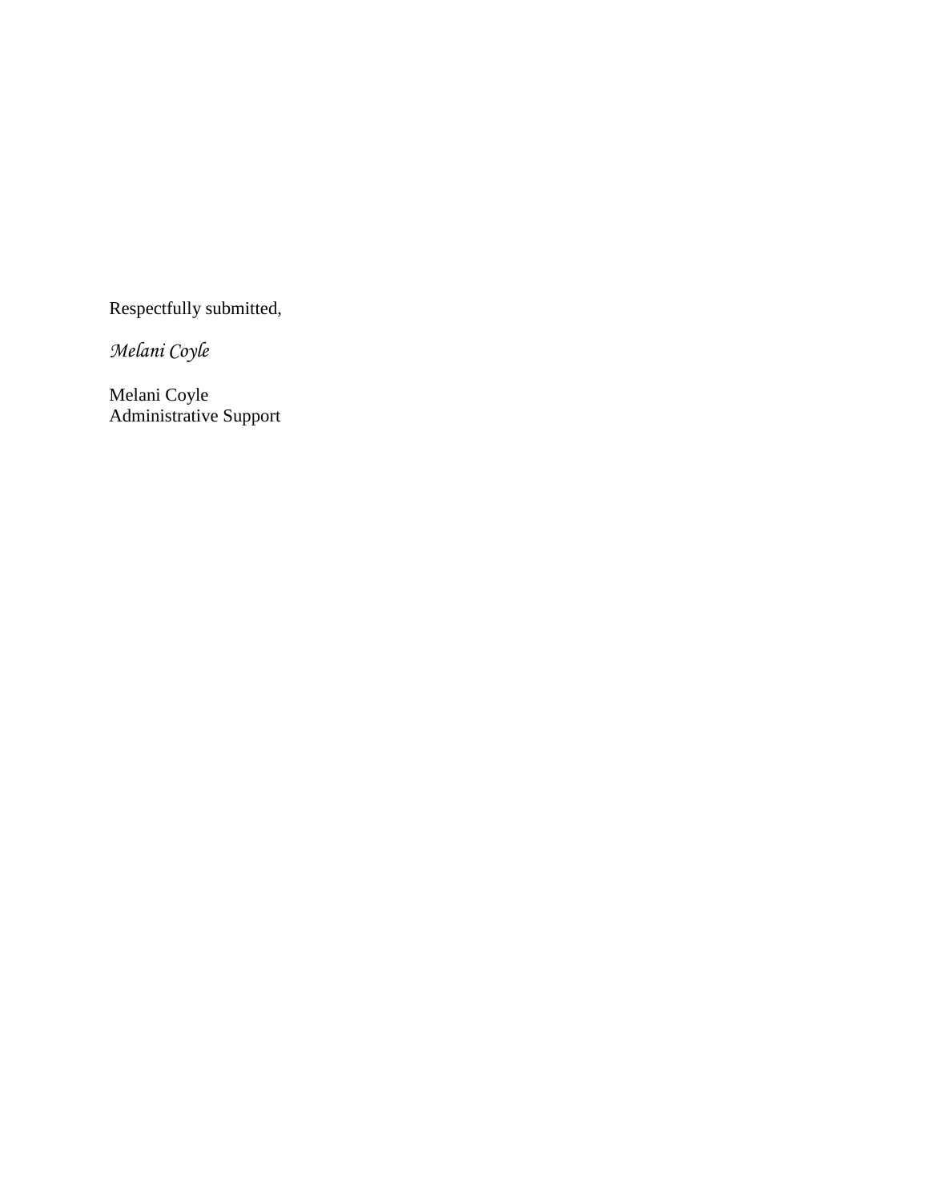Respectfully submitted,

*Melani Coyle*

Melani Coyle
Administrative Support